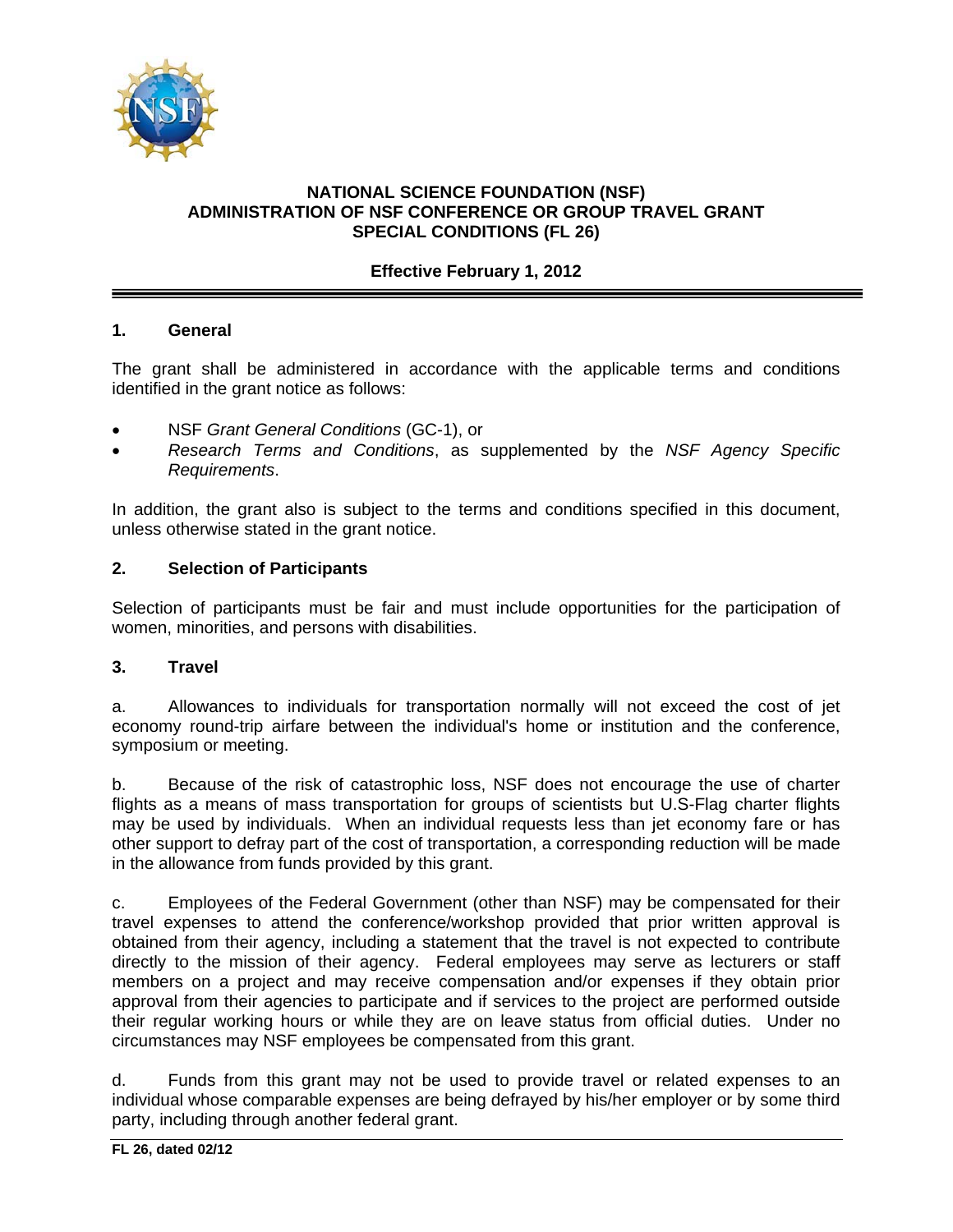# NATIONAL SCIENCE FOUNDATION (NSF)
# ADMINISTRATION OF NSF CONFERENCE OR GROUP TRAVEL GRANT
# SPECIAL CONDITIONS (FL 26)

**Effective February 1, 2012**

## 1. General

The grant shall be administered in accordance with the applicable terms and conditions identified in the grant notice as follows:

- NSF *Grant General Conditions* (GC-1), or
- *Research Terms and Conditions*, as supplemented by the *NSF Agency Specific Requirements*.

In addition, the grant also is subject to the terms and conditions specified in this document, unless otherwise stated in the grant notice.

## 2. Selection of Participants

Selection of participants must be fair and must include opportunities for the participation of women, minorities, and persons with disabilities.

## 3. Travel

a. Allowances to individuals for transportation normally will not exceed the cost of jet economy round-trip airfare between the individual's home or institution and the conference, symposium or meeting.

b. Because of the risk of catastrophic loss, NSF does not encourage the use of charter flights as a means of mass transportation for groups of scientists but U.S-Flag charter flights may be used by individuals. When an individual requests less than jet economy fare or has other support to defray part of the cost of transportation, a corresponding reduction will be made in the allowance from funds provided by this grant.

c. Employees of the Federal Government (other than NSF) may be compensated for their travel expenses to attend the conference/workshop provided that prior written approval is obtained from their agency, including a statement that the travel is not expected to contribute directly to the mission of their agency. Federal employees may serve as lecturers or staff members on a project and may receive compensation and/or expenses if they obtain prior approval from their agencies to participate and if services to the project are performed outside their regular working hours or while they are on leave status from official duties. Under no circumstances may NSF employees be compensated from this grant.

d. Funds from this grant may not be used to provide travel or related expenses to an individual whose comparable expenses are being defrayed by his/her employer or by some third party, including through another federal grant.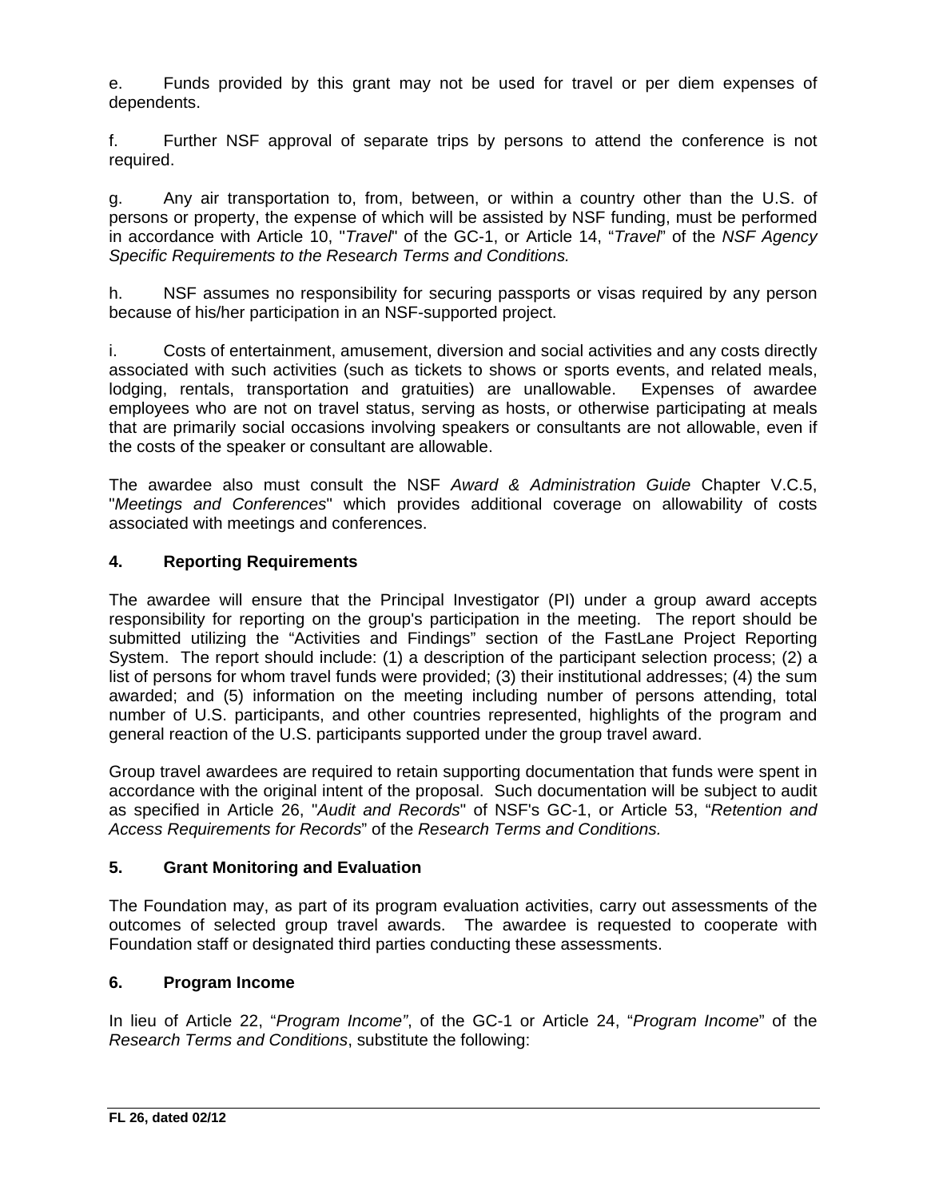e. Funds provided by this grant may not be used for travel or per diem expenses of dependents.

f. Further NSF approval of separate trips by persons to attend the conference is not required.

g. Any air transportation to, from, between, or within a country other than the U.S. of persons or property, the expense of which will be assisted by NSF funding, must be performed in accordance with Article 10, "*Travel*" of the GC-1, or Article 14, "*Travel*" of the *NSF Agency Specific Requirements to the Research Terms and Conditions.*

h. NSF assumes no responsibility for securing passports or visas required by any person because of his/her participation in an NSF-supported project.

i. Costs of entertainment, amusement, diversion and social activities and any costs directly associated with such activities (such as tickets to shows or sports events, and related meals, lodging, rentals, transportation and gratuities) are unallowable. Expenses of awardee employees who are not on travel status, serving as hosts, or otherwise participating at meals that are primarily social occasions involving speakers or consultants are not allowable, even if the costs of the speaker or consultant are allowable.

The awardee also must consult the NSF *Award & Administration Guide* Chapter V.C.5, "*Meetings and Conferences*" which provides additional coverage on allowability of costs associated with meetings and conferences.

## 4. Reporting Requirements

The awardee will ensure that the Principal Investigator (PI) under a group award accepts responsibility for reporting on the group's participation in the meeting. The report should be submitted utilizing the "Activities and Findings" section of the FastLane Project Reporting System. The report should include: (1) a description of the participant selection process; (2) a list of persons for whom travel funds were provided; (3) their institutional addresses; (4) the sum awarded; and (5) information on the meeting including number of persons attending, total number of U.S. participants, and other countries represented, highlights of the program and general reaction of the U.S. participants supported under the group travel award.

Group travel awardees are required to retain supporting documentation that funds were spent in accordance with the original intent of the proposal. Such documentation will be subject to audit as specified in Article 26, "*Audit and Records*" of NSF's GC-1, or Article 53, "*Retention and Access Requirements for Records*" of the *Research Terms and Conditions.*

## 5. Grant Monitoring and Evaluation

The Foundation may, as part of its program evaluation activities, carry out assessments of the outcomes of selected group travel awards. The awardee is requested to cooperate with Foundation staff or designated third parties conducting these assessments.

## 6. Program Income

In lieu of Article 22, "*Program Income"*, of the GC-1 or Article 24, "*Program Income*" of the *Research Terms and Conditions*, substitute the following: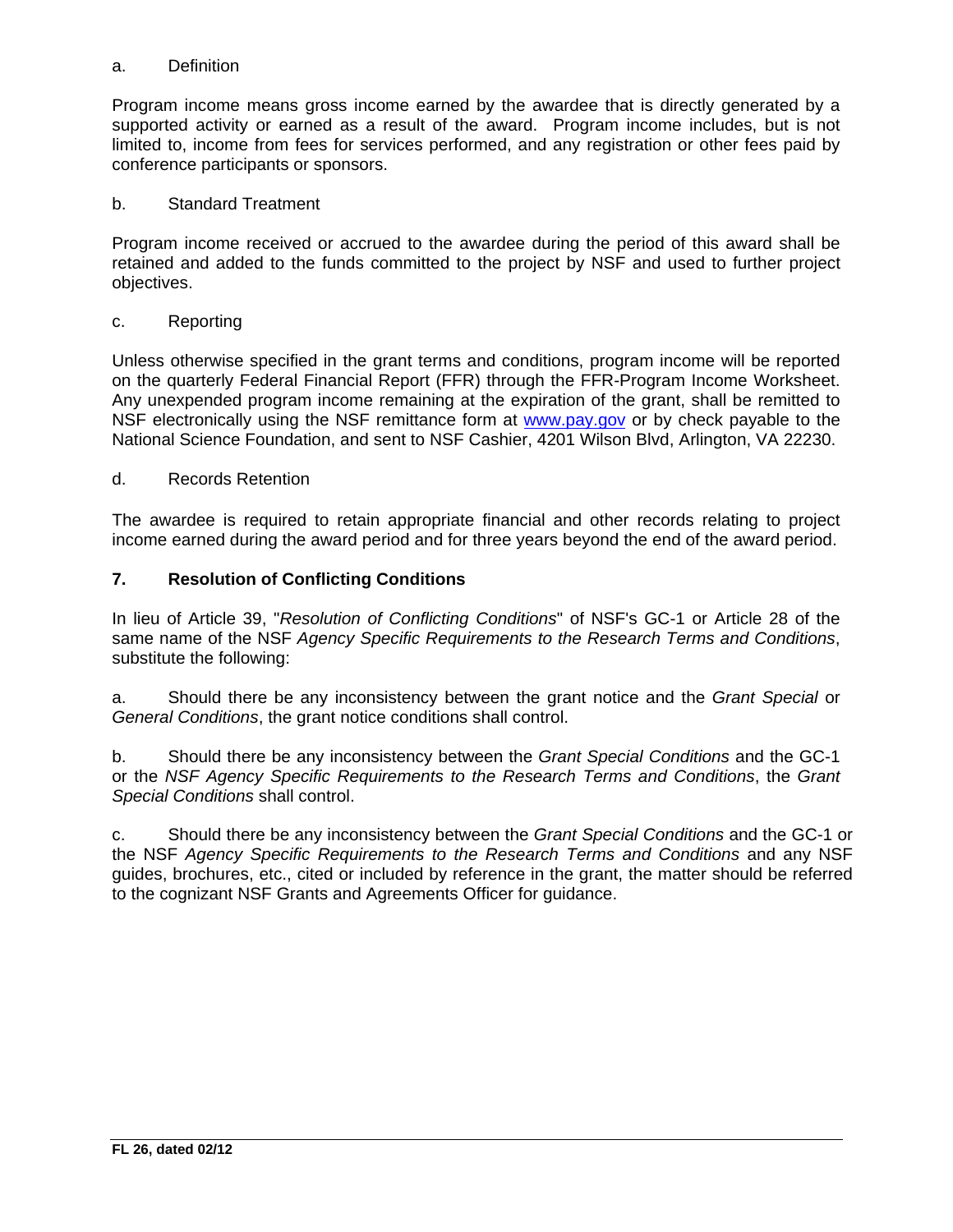a. Definition

Program income means gross income earned by the awardee that is directly generated by a supported activity or earned as a result of the award. Program income includes, but is not limited to, income from fees for services performed, and any registration or other fees paid by conference participants or sponsors.

b. Standard Treatment

Program income received or accrued to the awardee during the period of this award shall be retained and added to the funds committed to the project by NSF and used to further project objectives.

c. Reporting

Unless otherwise specified in the grant terms and conditions, program income will be reported on the quarterly Federal Financial Report (FFR) through the FFR-Program Income Worksheet. Any unexpended program income remaining at the expiration of the grant, shall be remitted to NSF electronically using the NSF remittance form at www.pay.gov or by check payable to the National Science Foundation, and sent to NSF Cashier, 4201 Wilson Blvd, Arlington, VA 22230.

d. Records Retention

The awardee is required to retain appropriate financial and other records relating to project income earned during the award period and for three years beyond the end of the award period.

## 7. Resolution of Conflicting Conditions

In lieu of Article 39, "*Resolution of Conflicting Conditions*" of NSF's GC-1 or Article 28 of the same name of the NSF *Agency Specific Requirements to the Research Terms and Conditions*, substitute the following:

a. Should there be any inconsistency between the grant notice and the *Grant Special* or *General Conditions*, the grant notice conditions shall control.

b. Should there be any inconsistency between the *Grant Special Conditions* and the GC-1 or the *NSF Agency Specific Requirements to the Research Terms and Conditions*, the *Grant Special Conditions* shall control.

c. Should there be any inconsistency between the *Grant Special Conditions* and the GC-1 or the NSF *Agency Specific Requirements to the Research Terms and Conditions* and any NSF guides, brochures, etc., cited or included by reference in the grant, the matter should be referred to the cognizant NSF Grants and Agreements Officer for guidance.